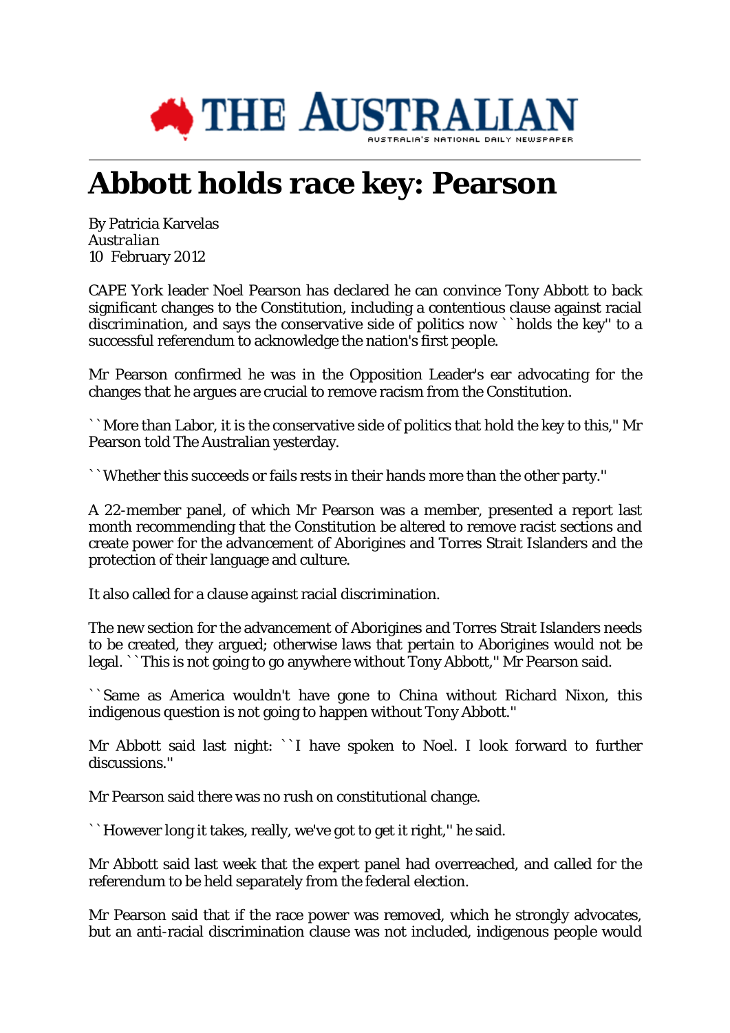# Abbott holds race key: Pearson

By Patricia Karvelas
*Australian*
10 February 2012

CAPE York leader Noel Pearson has declared he can convince Tony Abbott to back significant changes to the Constitution, including a contentious clause against racial discrimination, and says the conservative side of politics now ``holds the key'' to a successful referendum to acknowledge the nation's first people.

Mr Pearson confirmed he was in the Opposition Leader's ear advocating for the changes that he argues are crucial to remove racism from the Constitution.

``More than Labor, it is the conservative side of politics that hold the key to this,'' Mr Pearson told The Australian yesterday.

``Whether this succeeds or fails rests in their hands more than the other party.''

A 22-member panel, of which Mr Pearson was a member, presented a report last month recommending that the Constitution be altered to remove racist sections and create power for the advancement of Aborigines and Torres Strait Islanders and the protection of their language and culture.

It also called for a clause against racial discrimination.

The new section for the advancement of Aborigines and Torres Strait Islanders needs to be created, they argued; otherwise laws that pertain to Aborigines would not be legal. ``This is not going to go anywhere without Tony Abbott,'' Mr Pearson said.

``Same as America wouldn't have gone to China without Richard Nixon, this indigenous question is not going to happen without Tony Abbott.''

Mr Abbott said last night: ``I have spoken to Noel. I look forward to further discussions.''

Mr Pearson said there was no rush on constitutional change.

``However long it takes, really, we've got to get it right,'' he said.

Mr Abbott said last week that the expert panel had overreached, and called for the referendum to be held separately from the federal election.

Mr Pearson said that if the race power was removed, which he strongly advocates, but an anti-racial discrimination clause was not included, indigenous people would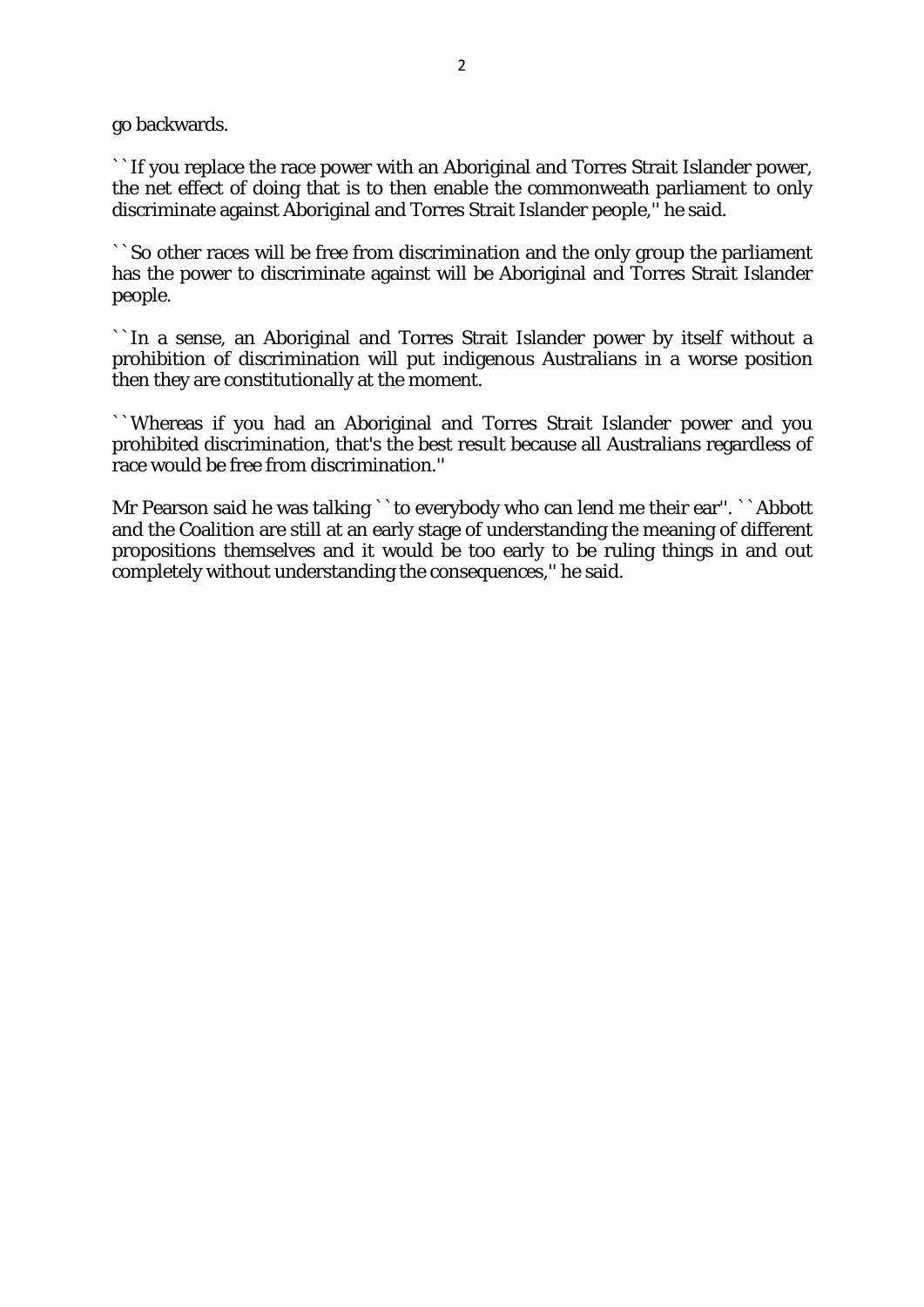go backwards.

``If you replace the race power with an Aboriginal and Torres Strait Islander power, the net effect of doing that is to then enable the commonweath parliament to only discriminate against Aboriginal and Torres Strait Islander people,'' he said.

``So other races will be free from discrimination and the only group the parliament has the power to discriminate against will be Aboriginal and Torres Strait Islander people.

``In a sense, an Aboriginal and Torres Strait Islander power by itself without a prohibition of discrimination will put indigenous Australians in a worse position then they are constitutionally at the moment.

``Whereas if you had an Aboriginal and Torres Strait Islander power and you prohibited discrimination, that's the best result because all Australians regardless of race would be free from discrimination.''

Mr Pearson said he was talking ``to everybody who can lend me their ear''. ``Abbott and the Coalition are still at an early stage of understanding the meaning of different propositions themselves and it would be too early to be ruling things in and out completely without understanding the consequences,'' he said.